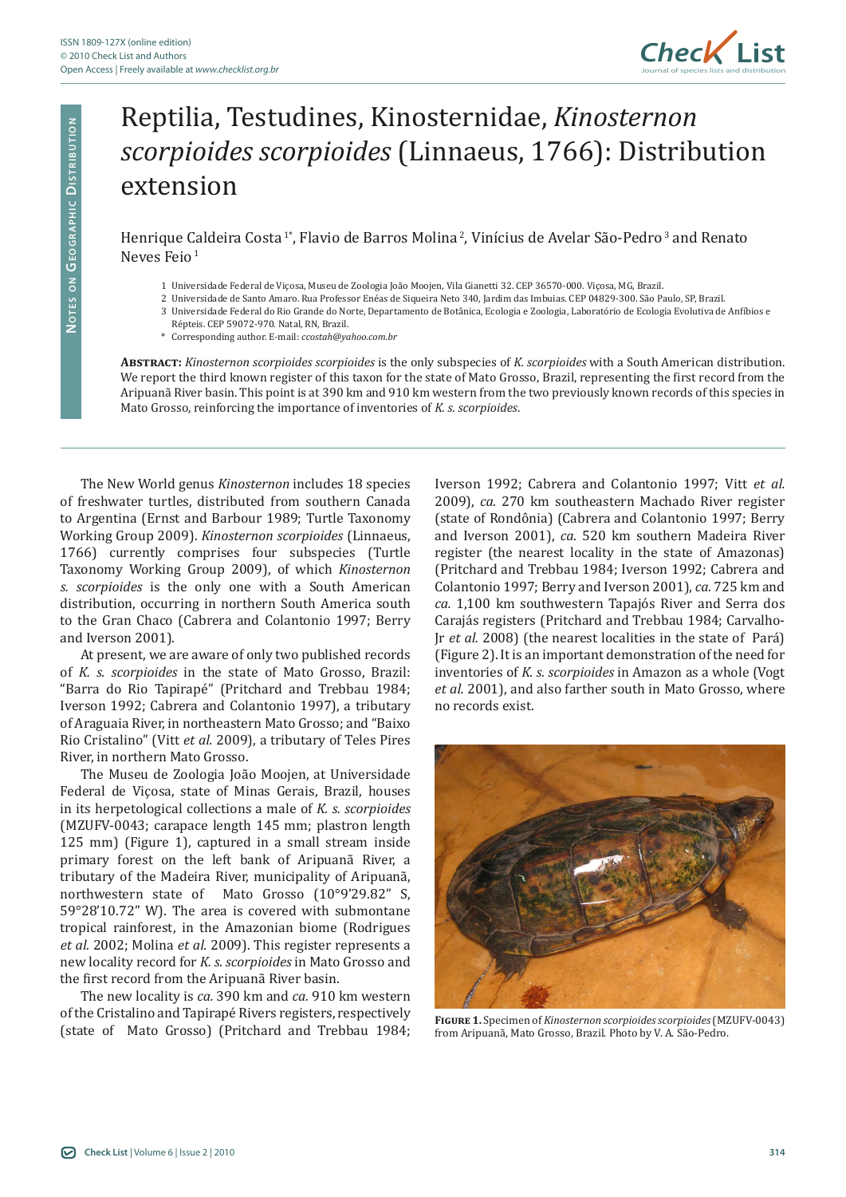# Reptilia, Testudines, Kinosternidae, *Kinosternon scorpioides scorpioides* (Linnaeus, 1766): Distribution extension

Henrique Caldeira Costa [1*], Flavio de Barros Molina [2], Vinícius de Avelar São-Pedro [3] and Renato Neves Feio [1]

1 Universidade Federal de Viçosa, Museu de Zoologia João Moojen, Vila Gianetti 32. CEP 36570-000. Viçosa, MG, Brazil.
2 Universidade de Santo Amaro. Rua Professor Enéas de Siqueira Neto 340, Jardim das Imbuias. CEP 04829-300. São Paulo, SP, Brazil.
3 Universidade Federal do Rio Grande do Norte, Departamento de Botânica, Ecologia e Zoologia, Laboratório de Ecologia Evolutiva de Anfíbios e Répteis. CEP 59072-970. Natal, RN, Brazil.
* Corresponding author. E-mail: *ccostah@yahoo.com.br*

**Abstract:** *Kinosternon scorpioides scorpioides* is the only subspecies of *K. scorpioides* with a South American distribution. We report the third known register of this taxon for the state of Mato Grosso, Brazil, representing the first record from the Aripuanã River basin. This point is at 390 km and 910 km western from the two previously known records of this species in Mato Grosso, reinforcing the importance of inventories of *K. s. scorpioides*.

The New World genus *Kinosternon* includes 18 species of freshwater turtles, distributed from southern Canada to Argentina (Ernst and Barbour 1989; Turtle Taxonomy Working Group 2009). *Kinosternon scorpioides* (Linnaeus, 1766) currently comprises four subspecies (Turtle Taxonomy Working Group 2009), of which *Kinosternon s. scorpioides* is the only one with a South American distribution, occurring in northern South America south to the Gran Chaco (Cabrera and Colantonio 1997; Berry and Iverson 2001).

At present, we are aware of only two published records of *K. s. scorpioides* in the state of Mato Grosso, Brazil: "Barra do Rio Tapirapé" (Pritchard and Trebbau 1984; Iverson 1992; Cabrera and Colantonio 1997), a tributary of Araguaia River, in northeastern Mato Grosso; and "Baixo Rio Cristalino" (Vitt *et al.* 2009), a tributary of Teles Pires River, in northern Mato Grosso.

The Museu de Zoologia João Moojen, at Universidade Federal de Viçosa, state of Minas Gerais, Brazil, houses in its herpetological collections a male of *K. s. scorpioides* (MZUFV-0043; carapace length 145 mm; plastron length 125 mm) (Figure 1), captured in a small stream inside primary forest on the left bank of Aripuanã River, a tributary of the Madeira River, municipality of Aripuanã, northwestern state of Mato Grosso (10°9'29.82" S, 59°28'10.72" W). The area is covered with submontane tropical rainforest, in the Amazonian biome (Rodrigues *et al.* 2002; Molina *et al.* 2009). This register represents a new locality record for *K. s. scorpioides* in Mato Grosso and the first record from the Aripuanã River basin.

The new locality is *ca.* 390 km and *ca.* 910 km western of the Cristalino and Tapirapé Rivers registers, respectively (state of Mato Grosso) (Pritchard and Trebbau 1984; Iverson 1992; Cabrera and Colantonio 1997; Vitt *et al.* 2009), *ca.* 270 km southeastern Machado River register (state of Rondônia) (Cabrera and Colantonio 1997; Berry and Iverson 2001), *ca.* 520 km southern Madeira River register (the nearest locality in the state of Amazonas) (Pritchard and Trebbau 1984; Iverson 1992; Cabrera and Colantonio 1997; Berry and Iverson 2001), *ca.* 725 km and *ca.* 1,100 km southwestern Tapajós River and Serra dos Carajás registers (Pritchard and Trebbau 1984; Carvalho-Jr *et al.* 2008) (the nearest localities in the state of Pará) (Figure 2). It is an important demonstration of the need for inventories of *K. s. scorpioides* in Amazon as a whole (Vogt *et al.* 2001), and also farther south in Mato Grosso, where no records exist.

**Figure 1.** Specimen of *Kinosternon scorpioides scorpioides* (MZUFV-0043) from Aripuanã, Mato Grosso, Brazil. Photo by V. A. São-Pedro.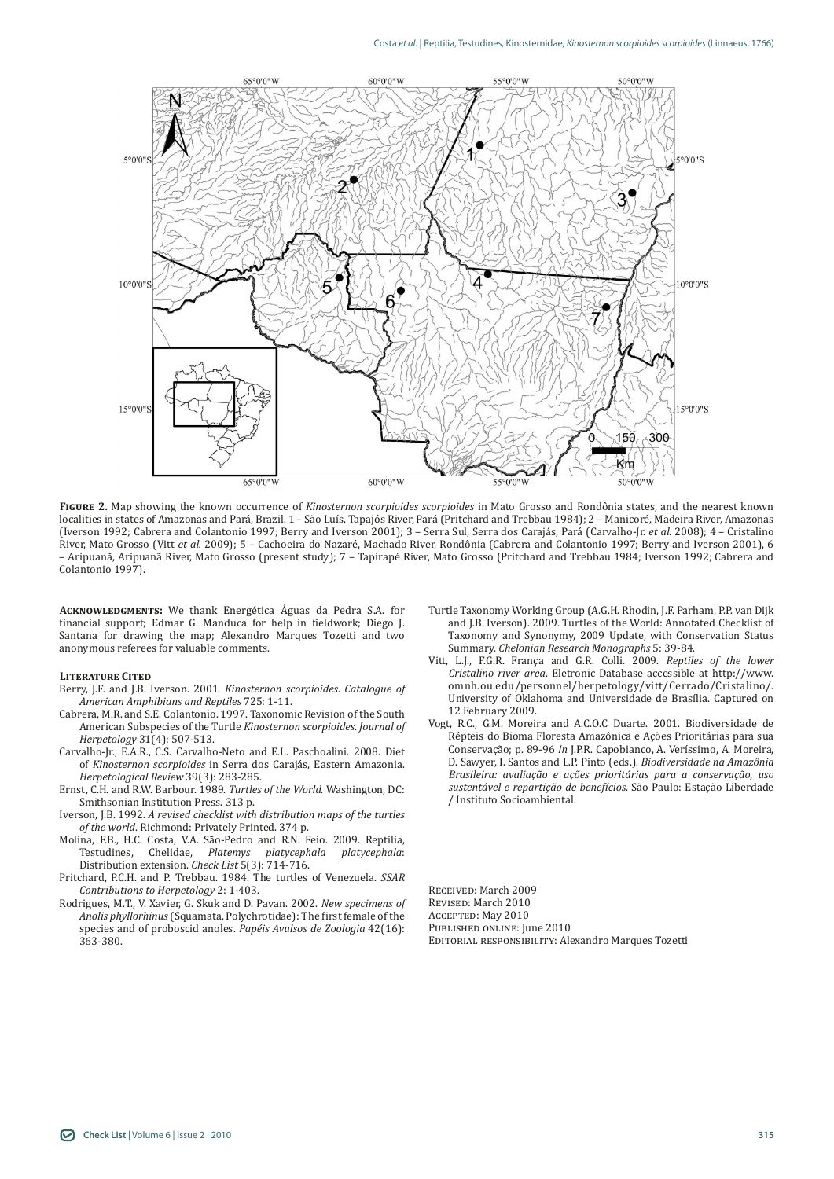65°0'0"W 60°0'0"W 55°0'0"W 50°0'0"W

N

5°0'0"S

10°0'0"S

15°0'0"S

1 2 3 4 5 6 7

0 150 300

Km

**Figure 2.** Map showing the known occurrence of *Kinosternon scorpioides scorpioides* in Mato Grosso and Rondônia states, and the nearest known localities in states of Amazonas and Pará, Brazil. 1 – São Luís, Tapajós River, Pará (Pritchard and Trebbau 1984); 2 – Manicoré, Madeira River, Amazonas (Iverson 1992; Cabrera and Colantonio 1997; Berry and Iverson 2001); 3 – Serra Sul, Serra dos Carajás, Pará (Carvalho-Jr. *et al.* 2008); 4 – Cristalino River, Mato Grosso (Vitt *et al.* 2009); 5 – Cachoeira do Nazaré, Machado River, Rondônia (Cabrera and Colantonio 1997; Berry and Iverson 2001), 6 – Aripuanã, Aripuanã River, Mato Grosso (present study); 7 – Tapirapé River, Mato Grosso (Pritchard and Trebbau 1984; Iverson 1992; Cabrera and Colantonio 1997).

**Acknowledgments:** We thank Energética Águas da Pedra S.A. for financial support; Edmar G. Manduca for help in fieldwork; Diego J. Santana for drawing the map; Alexandro Marques Tozetti and two anonymous referees for valuable comments.

## Literature Cited

Berry, J.F. and J.B. Iverson. 2001. *Kinosternon scorpioides*. *Catalogue of American Amphibians and Reptiles* 725: 1-11.

Cabrera, M.R. and S.E. Colantonio. 1997. Taxonomic Revision of the South American Subspecies of the Turtle *Kinosternon scorpioides*. *Journal of Herpetology* 31(4): 507-513.

Carvalho-Jr., E.A.R., C.S. Carvalho-Neto and E.L. Paschoalini. 2008. Diet of *Kinosternon scorpioides* in Serra dos Carajás, Eastern Amazonia. *Herpetological Review* 39(3): 283-285.

Ernst, C.H. and R.W. Barbour. 1989. *Turtles of the World*. Washington, DC: Smithsonian Institution Press. 313 p.

Iverson, J.B. 1992. *A revised checklist with distribution maps of the turtles of the world*. Richmond: Privately Printed. 374 p.

Molina, F.B., H.C. Costa, V.A. São-Pedro and R.N. Feio. 2009. Reptilia, Testudines, Chelidae, *Platemys platycephala platycephala*: Distribution extension. *Check List* 5(3): 714-716.

Pritchard, P.C.H. and P. Trebbau. 1984. The turtles of Venezuela. *SSAR Contributions to Herpetology* 2: 1-403.

Rodrigues, M.T., V. Xavier, G. Skuk and D. Pavan. 2002. *New specimens of Anolis phyllorhinus* (Squamata, Polychrotidae): The first female of the species and of proboscid anoles. *Papéis Avulsos de Zoologia* 42(16): 363-380.

Turtle Taxonomy Working Group (A.G.H. Rhodin, J.F. Parham, P.P. van Dijk and J.B. Iverson). 2009. Turtles of the World: Annotated Checklist of Taxonomy and Synonymy, 2009 Update, with Conservation Status Summary. *Chelonian Research Monographs* 5: 39-84.

Vitt, L.J., F.G.R. França and G.R. Colli. 2009. *Reptiles of the lower Cristalino river area*. Eletronic Database accessible at http://www.omnh.ou.edu/personnel/herpetology/vitt/Cerrado/Cristalino/. University of Oklahoma and Universidade de Brasília. Captured on 12 February 2009.

Vogt, R.C., G.M. Moreira and A.C.O.C Duarte. 2001. Biodiversidade de Répteis do Bioma Floresta Amazônica e Ações Prioritárias para sua Conservação; p. 89-96 *In* J.P.R. Capobianco, A. Veríssimo, A. Moreira, D. Sawyer, I. Santos and L.P. Pinto (eds.). *Biodiversidade na Amazônia Brasileira: avaliação e ações prioritárias para a conservação, uso sustentável e repartição de benefícios*. São Paulo: Estação Liberdade / Instituto Socioambiental.

Received: March 2009
Revised: March 2010
Accepted: May 2010
Published online: June 2010
Editorial responsibility: Alexandro Marques Tozetti